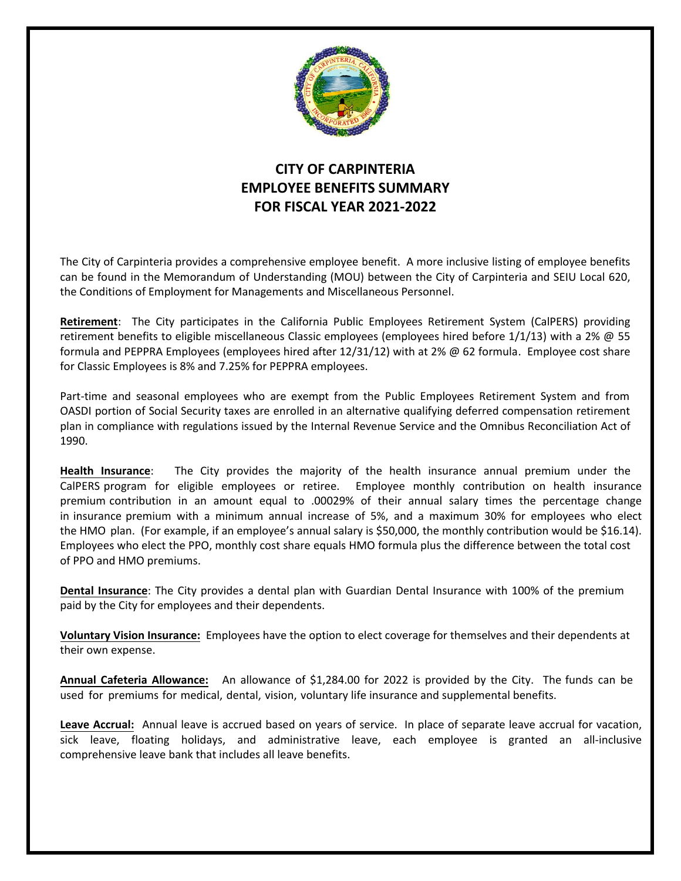# CITY OF CARPINTERIA
# EMPLOYEE BENEFITS SUMMARY
# FOR FISCAL YEAR 2021-2022

The City of Carpinteria provides a comprehensive employee benefit. A more inclusive listing of employee benefits can be found in the Memorandum of Understanding (MOU) between the City of Carpinteria and SEIU Local 620, the Conditions of Employment for Managements and Miscellaneous Personnel.

**Retirement**: The City participates in the California Public Employees Retirement System (CalPERS) providing retirement benefits to eligible miscellaneous Classic employees (employees hired before 1/1/13) with a 2% @ 55 formula and PEPPRA Employees (employees hired after 12/31/12) with at 2% @ 62 formula. Employee cost share for Classic Employees is 8% and 7.25% for PEPPRA employees.

Part-time and seasonal employees who are exempt from the Public Employees Retirement System and from OASDI portion of Social Security taxes are enrolled in an alternative qualifying deferred compensation retirement plan in compliance with regulations issued by the Internal Revenue Service and the Omnibus Reconciliation Act of 1990.

**Health Insurance**: The City provides the majority of the health insurance annual premium under the CalPERS program for eligible employees or retiree. Employee monthly contribution on health insurance premium contribution in an amount equal to .00029% of their annual salary times the percentage change in insurance premium with a minimum annual increase of 5%, and a maximum 30% for employees who elect the HMO plan. (For example, if an employee's annual salary is $50,000, the monthly contribution would be $16.14). Employees who elect the PPO, monthly cost share equals HMO formula plus the difference between the total cost of PPO and HMO premiums.

**Dental Insurance**: The City provides a dental plan with Guardian Dental Insurance with 100% of the premium paid by the City for employees and their dependents.

**Voluntary Vision Insurance:** Employees have the option to elect coverage for themselves and their dependents at their own expense.

**Annual Cafeteria Allowance:** An allowance of $1,284.00 for 2022 is provided by the City. The funds can be used for premiums for medical, dental, vision, voluntary life insurance and supplemental benefits.

**Leave Accrual:** Annual leave is accrued based on years of service. In place of separate leave accrual for vacation, sick leave, floating holidays, and administrative leave, each employee is granted an all-inclusive comprehensive leave bank that includes all leave benefits.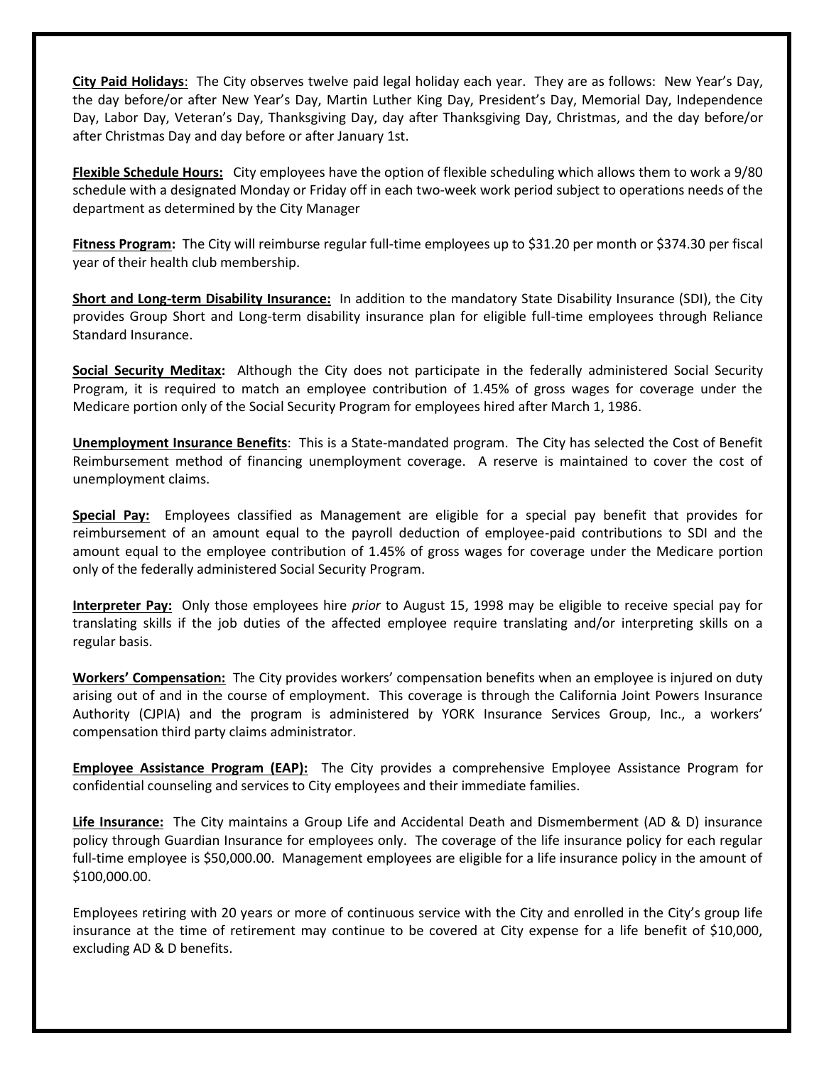**City Paid Holidays**: The City observes twelve paid legal holiday each year. They are as follows: New Year's Day, the day before/or after New Year's Day, Martin Luther King Day, President's Day, Memorial Day, Independence Day, Labor Day, Veteran's Day, Thanksgiving Day, day after Thanksgiving Day, Christmas, and the day before/or after Christmas Day and day before or after January 1st.

**Flexible Schedule Hours:** City employees have the option of flexible scheduling which allows them to work a 9/80 schedule with a designated Monday or Friday off in each two-week work period subject to operations needs of the department as determined by the City Manager

**Fitness Program:** The City will reimburse regular full-time employees up to $31.20 per month or $374.30 per fiscal year of their health club membership.

**Short and Long-term Disability Insurance:** In addition to the mandatory State Disability Insurance (SDI), the City provides Group Short and Long-term disability insurance plan for eligible full-time employees through Reliance Standard Insurance.

**Social Security Meditax:** Although the City does not participate in the federally administered Social Security Program, it is required to match an employee contribution of 1.45% of gross wages for coverage under the Medicare portion only of the Social Security Program for employees hired after March 1, 1986.

**Unemployment Insurance Benefits**: This is a State-mandated program. The City has selected the Cost of Benefit Reimbursement method of financing unemployment coverage. A reserve is maintained to cover the cost of unemployment claims.

**Special Pay:** Employees classified as Management are eligible for a special pay benefit that provides for reimbursement of an amount equal to the payroll deduction of employee-paid contributions to SDI and the amount equal to the employee contribution of 1.45% of gross wages for coverage under the Medicare portion only of the federally administered Social Security Program.

**Interpreter Pay:** Only those employees hire *prior* to August 15, 1998 may be eligible to receive special pay for translating skills if the job duties of the affected employee require translating and/or interpreting skills on a regular basis.

**Workers' Compensation:** The City provides workers' compensation benefits when an employee is injured on duty arising out of and in the course of employment. This coverage is through the California Joint Powers Insurance Authority (CJPIA) and the program is administered by YORK Insurance Services Group, Inc., a workers' compensation third party claims administrator.

**Employee Assistance Program (EAP):** The City provides a comprehensive Employee Assistance Program for confidential counseling and services to City employees and their immediate families.

**Life Insurance:** The City maintains a Group Life and Accidental Death and Dismemberment (AD & D) insurance policy through Guardian Insurance for employees only. The coverage of the life insurance policy for each regular full-time employee is $50,000.00. Management employees are eligible for a life insurance policy in the amount of $100,000.00.

Employees retiring with 20 years or more of continuous service with the City and enrolled in the City's group life insurance at the time of retirement may continue to be covered at City expense for a life benefit of $10,000, excluding AD & D benefits.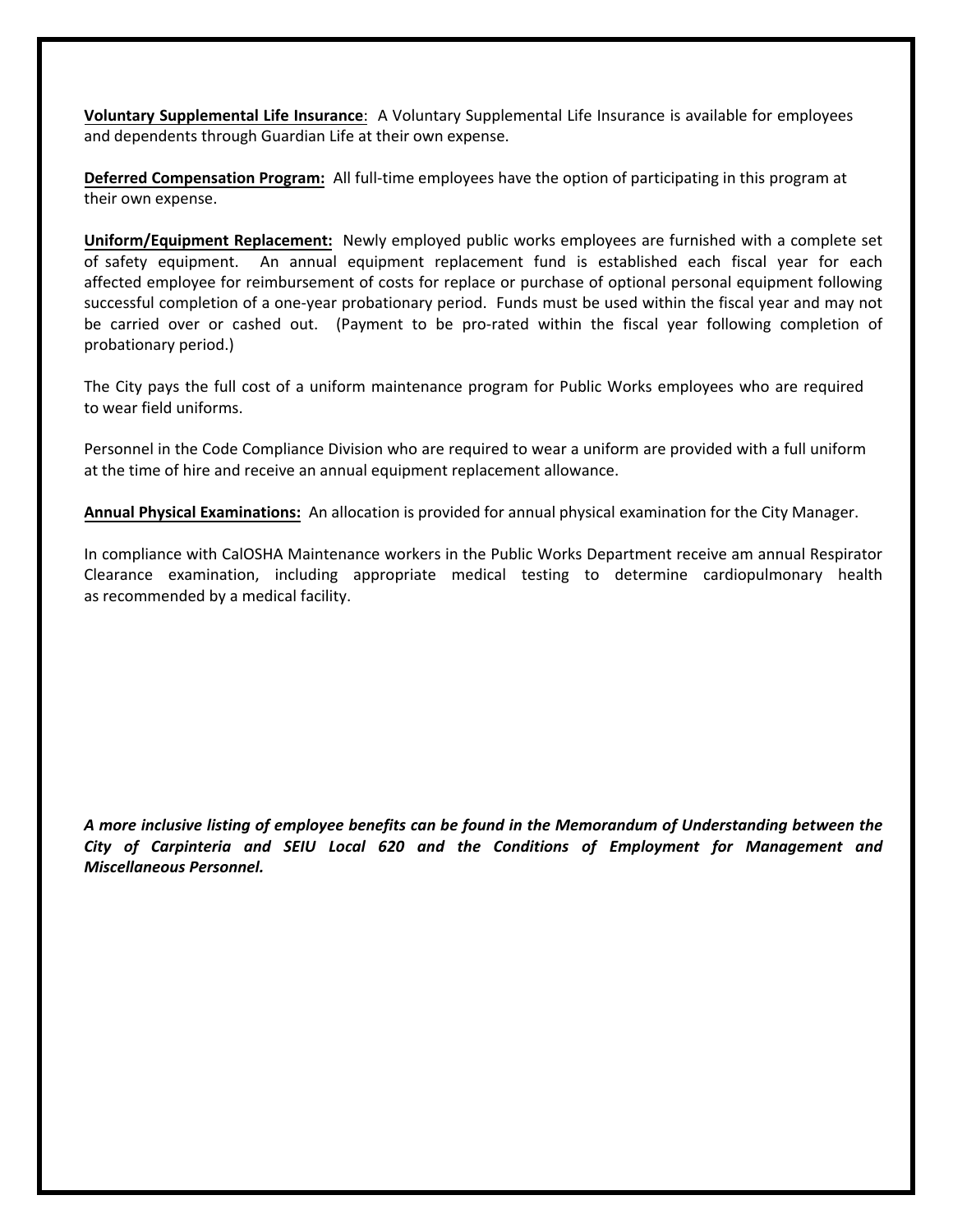**Voluntary Supplemental Life Insurance**: A Voluntary Supplemental Life Insurance is available for employees and dependents through Guardian Life at their own expense.

**Deferred Compensation Program:** All full-time employees have the option of participating in this program at their own expense.

**Uniform/Equipment Replacement:** Newly employed public works employees are furnished with a complete set of safety equipment. An annual equipment replacement fund is established each fiscal year for each affected employee for reimbursement of costs for replace or purchase of optional personal equipment following successful completion of a one-year probationary period. Funds must be used within the fiscal year and may not be carried over or cashed out. (Payment to be pro-rated within the fiscal year following completion of probationary period.)

The City pays the full cost of a uniform maintenance program for Public Works employees who are required to wear field uniforms.

Personnel in the Code Compliance Division who are required to wear a uniform are provided with a full uniform at the time of hire and receive an annual equipment replacement allowance.

**Annual Physical Examinations:** An allocation is provided for annual physical examination for the City Manager.

In compliance with CalOSHA Maintenance workers in the Public Works Department receive am annual Respirator Clearance examination, including appropriate medical testing to determine cardiopulmonary health as recommended by a medical facility.

***A more inclusive listing of employee benefits can be found in the Memorandum of Understanding between the City of Carpinteria and SEIU Local 620 and the Conditions of Employment for Management and Miscellaneous Personnel.***